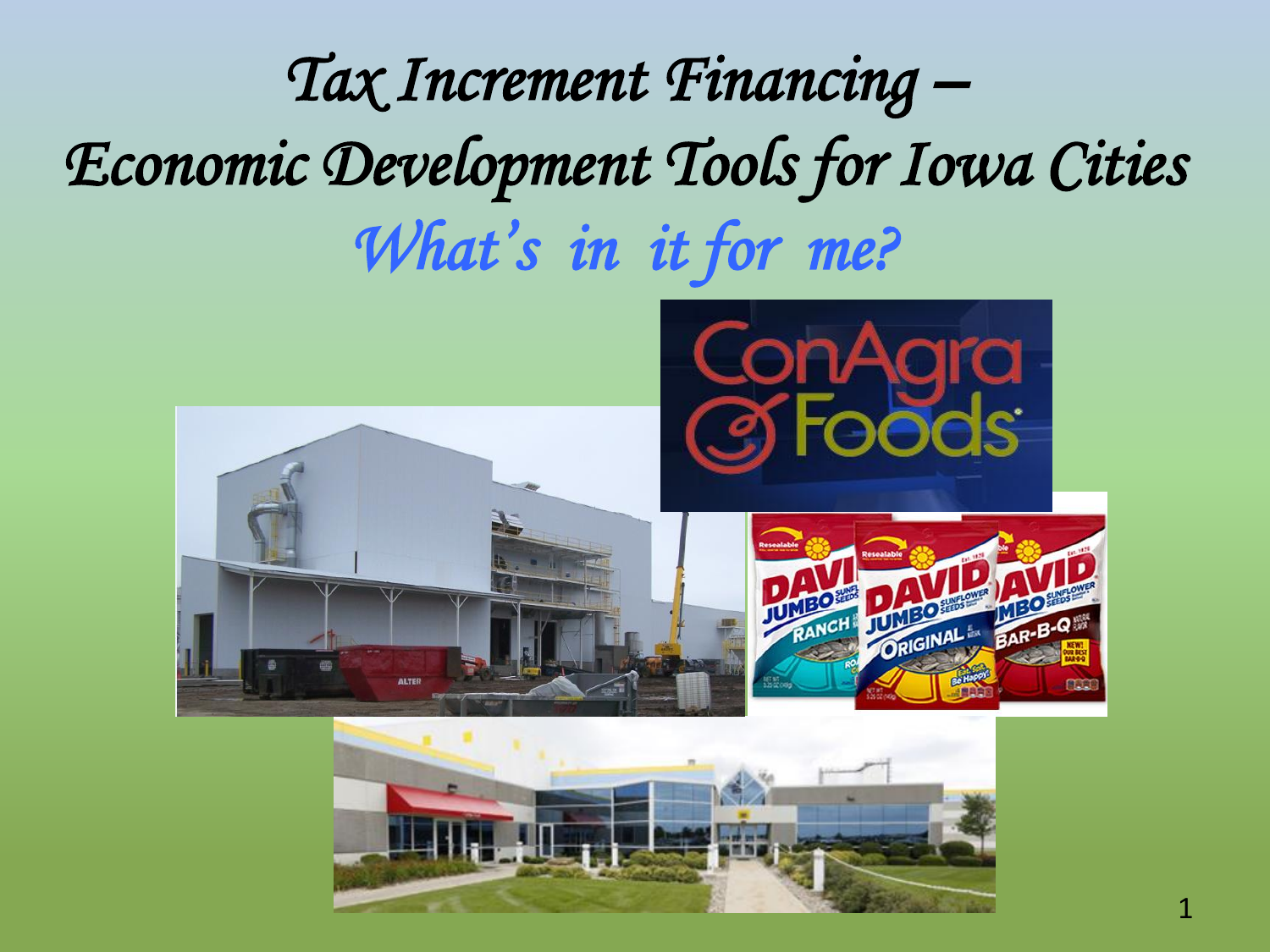# Tax Increment Financing – Economic Development Tools for Iowa Cities

## *What's in it for me?*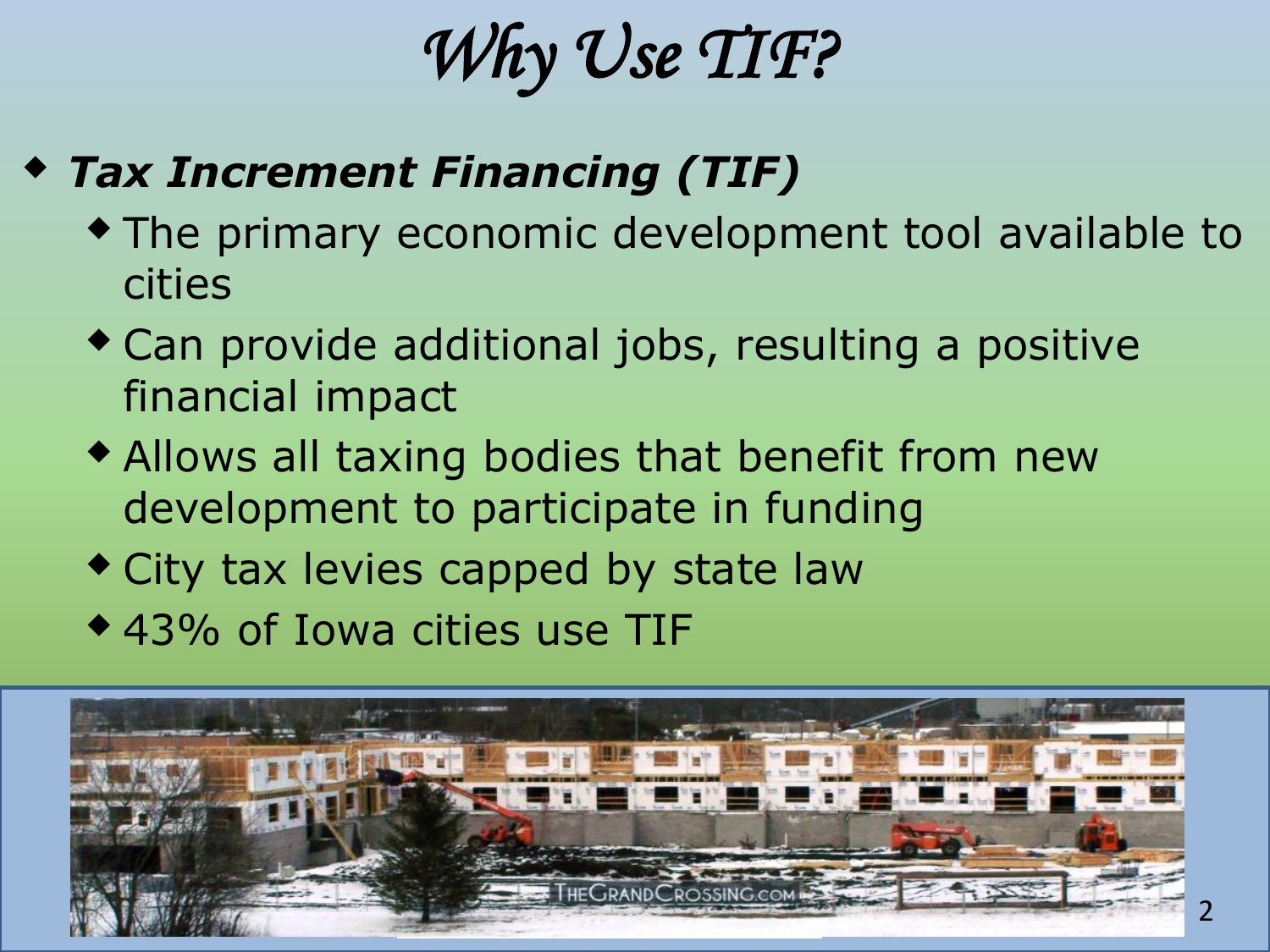# *Why Use TIF?*

- ***Tax Increment Financing (TIF)***
  - The primary economic development tool available to cities
  - Can provide additional jobs, resulting a positive financial impact
  - Allows all taxing bodies that benefit from new development to participate in funding
  - City tax levies capped by state law
  - 43% of Iowa cities use TIF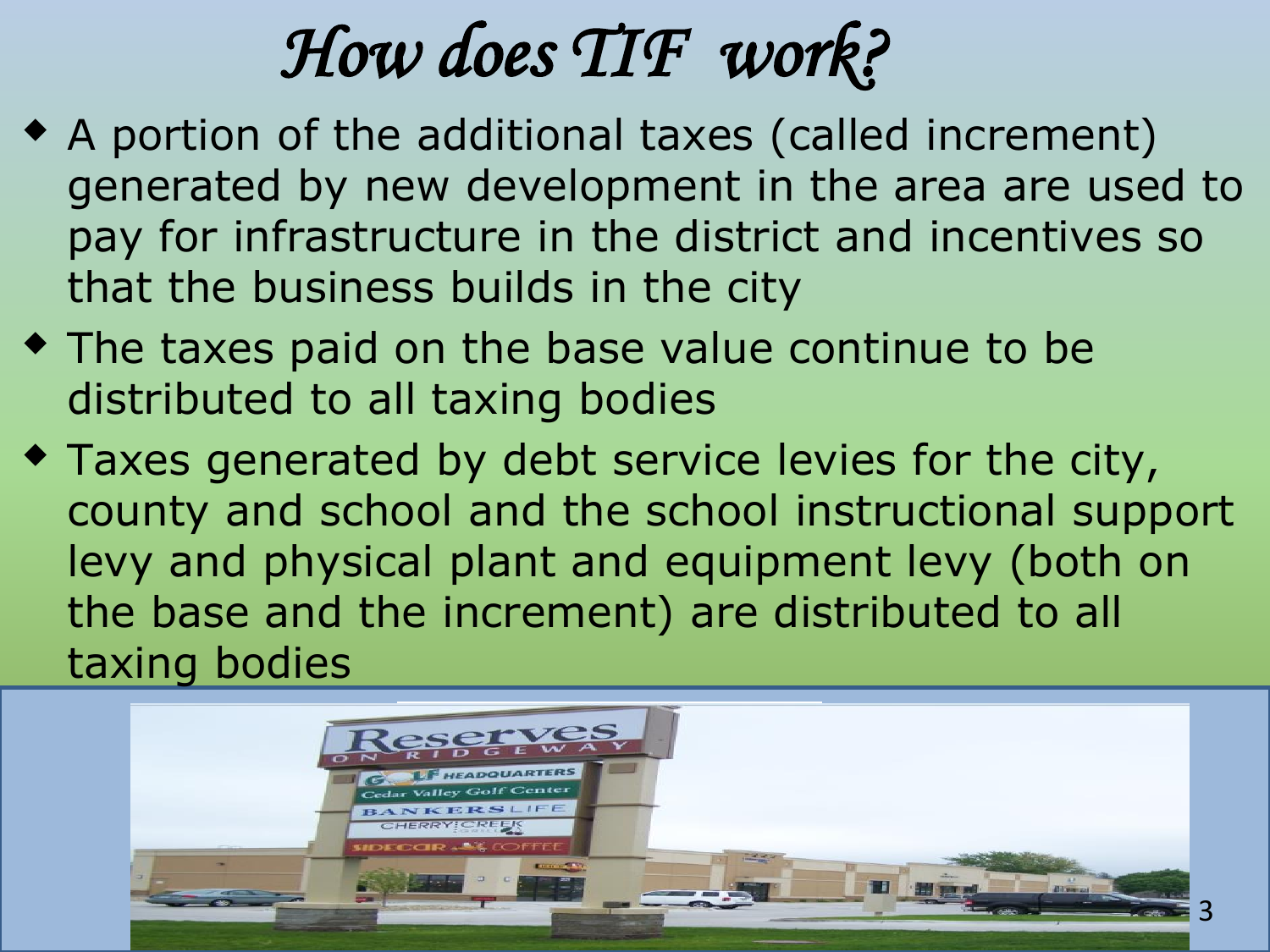# *How does TIF work?*

- A portion of the additional taxes (called increment) generated by new development in the area are used to pay for infrastructure in the district and incentives so that the business builds in the city
- The taxes paid on the base value continue to be distributed to all taxing bodies
- Taxes generated by debt service levies for the city, county and school and the school instructional support levy and physical plant and equipment levy (both on the base and the increment) are distributed to all taxing bodies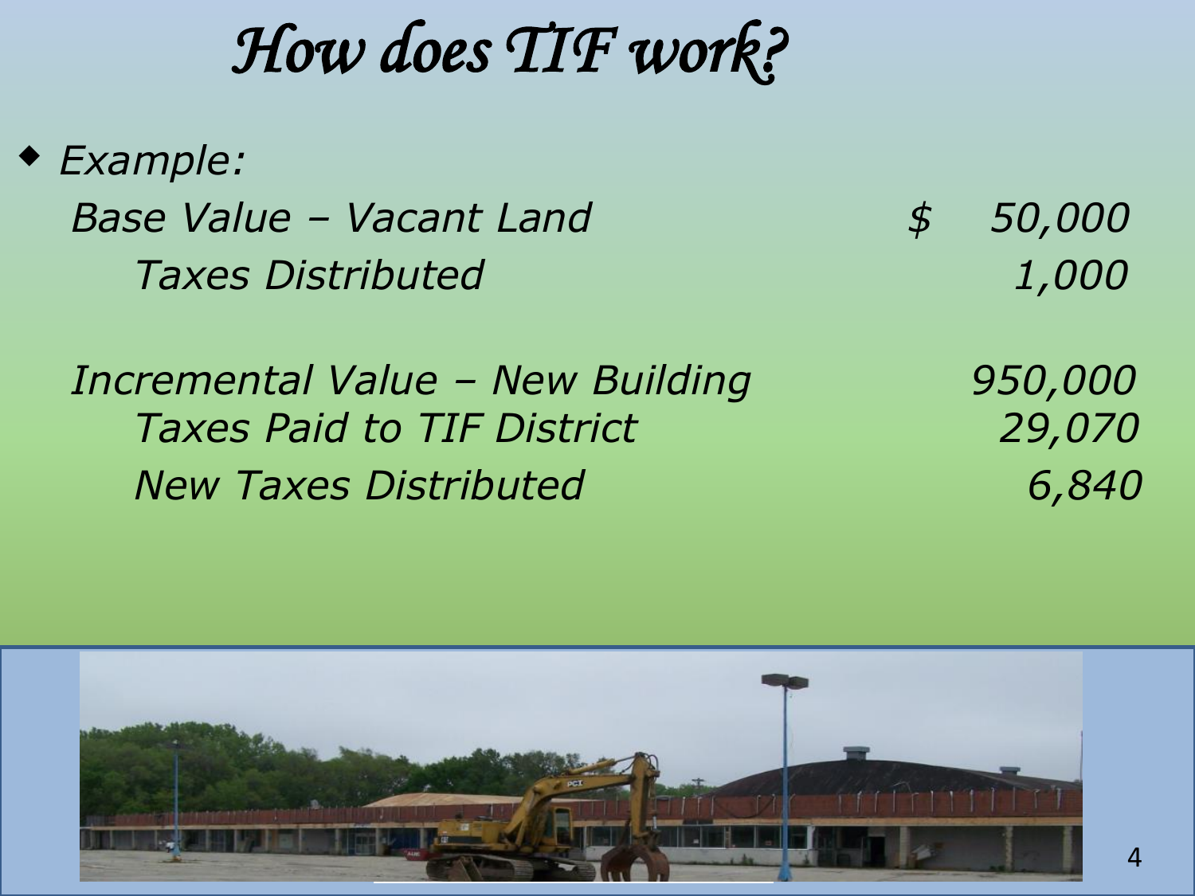# *How does TIF work?*

- *Example:*

| | |
|---|---|
| *Base Value – Vacant Land* | *$ 50,000* |
| *Taxes Distributed* | *1,000* |
| *Incremental Value – New Building* | *950,000* |
| *Taxes Paid to TIF District* | *29,070* |
| *New Taxes Distributed* | *6,840* |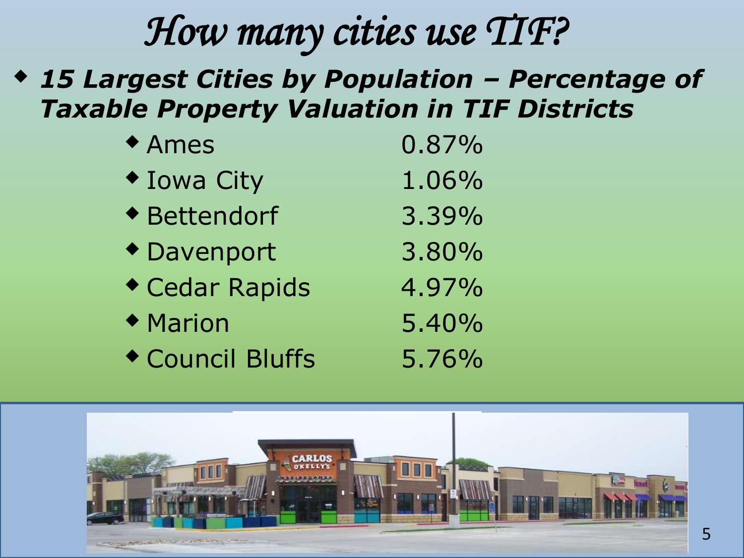# *How many cities use TIF?*

- ***15 Largest Cities by Population – Percentage of Taxable Property Valuation in TIF Districts***
  - Ames 0.87%
  - Iowa City 1.06%
  - Bettendorf 3.39%
  - Davenport 3.80%
  - Cedar Rapids 4.97%
  - Marion 5.40%
  - Council Bluffs 5.76%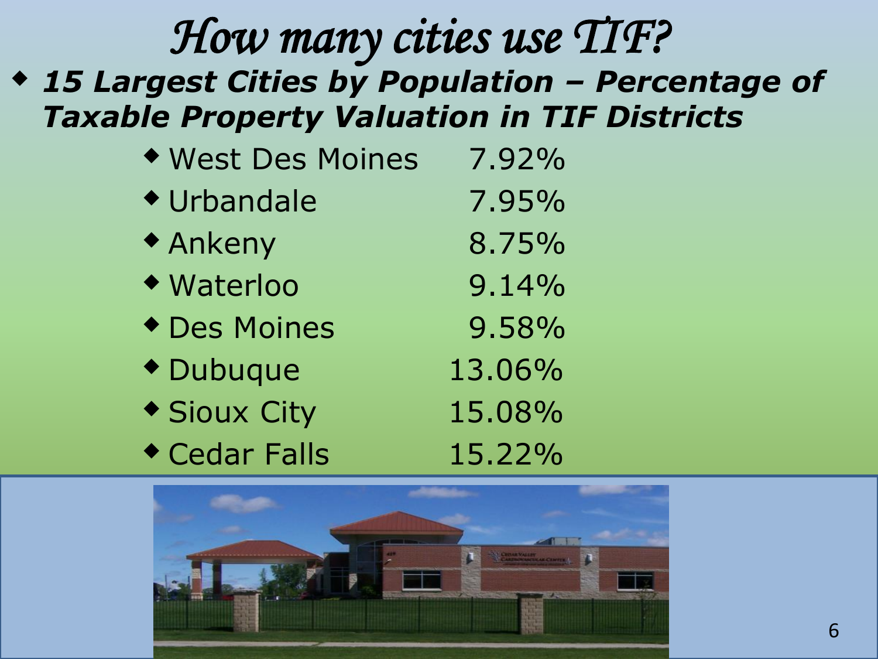# How many cities use TIF?

- ***15 Largest Cities by Population – Percentage of Taxable Property Valuation in TIF Districts***
  - West Des Moines 7.92%
  - Urbandale 7.95%
  - Ankeny 8.75%
  - Waterloo 9.14%
  - Des Moines 9.58%
  - Dubuque 13.06%
  - Sioux City 15.08%
  - Cedar Falls 15.22%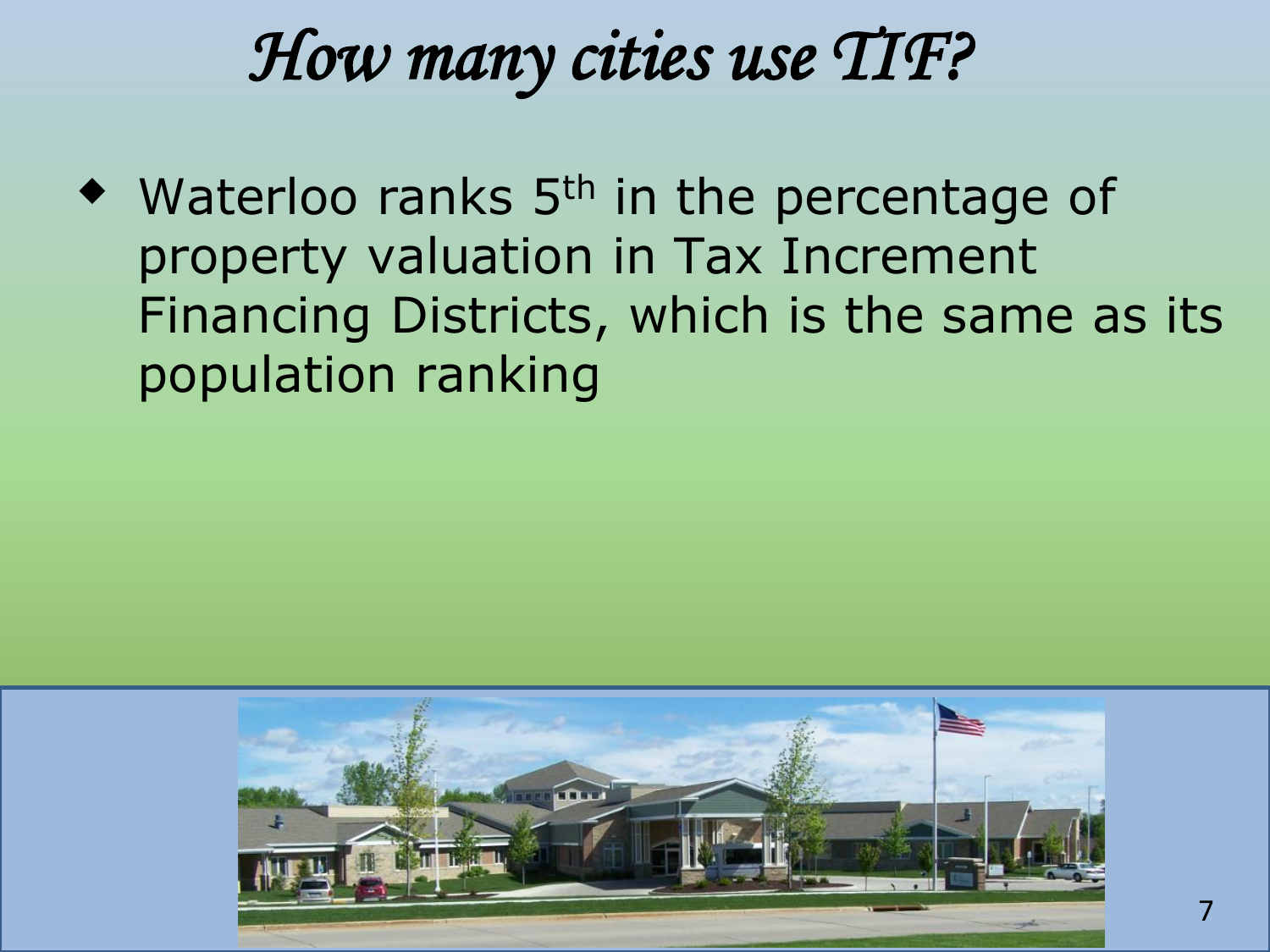# How many cities use TIF?

- Waterloo ranks 5th in the percentage of property valuation in Tax Increment Financing Districts, which is the same as its population ranking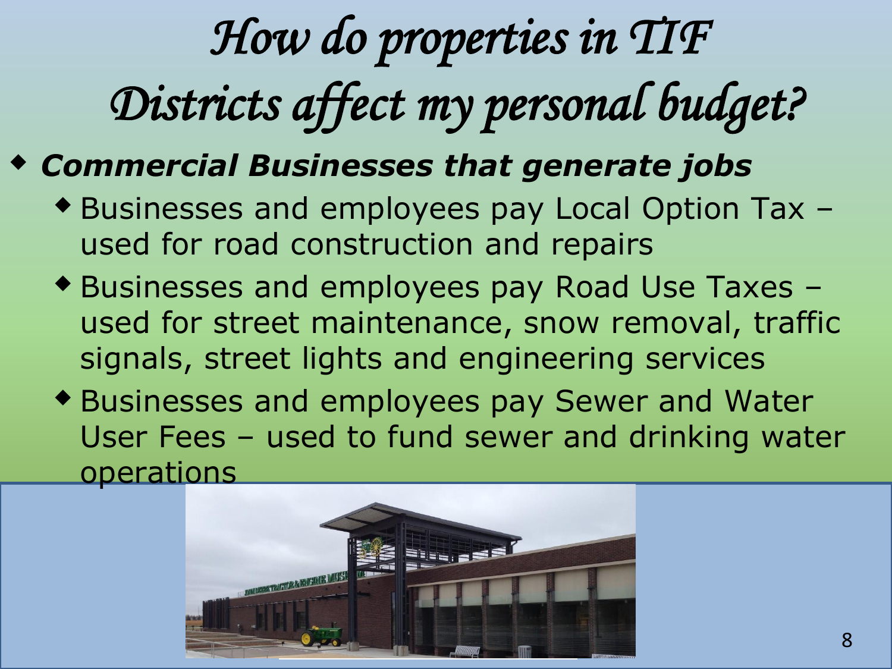# How do properties in TIF Districts affect my personal budget?

- ***Commercial Businesses that generate jobs***
  - Businesses and employees pay Local Option Tax – used for road construction and repairs
  - Businesses and employees pay Road Use Taxes – used for street maintenance, snow removal, traffic signals, street lights and engineering services
  - Businesses and employees pay Sewer and Water User Fees – used to fund sewer and drinking water operations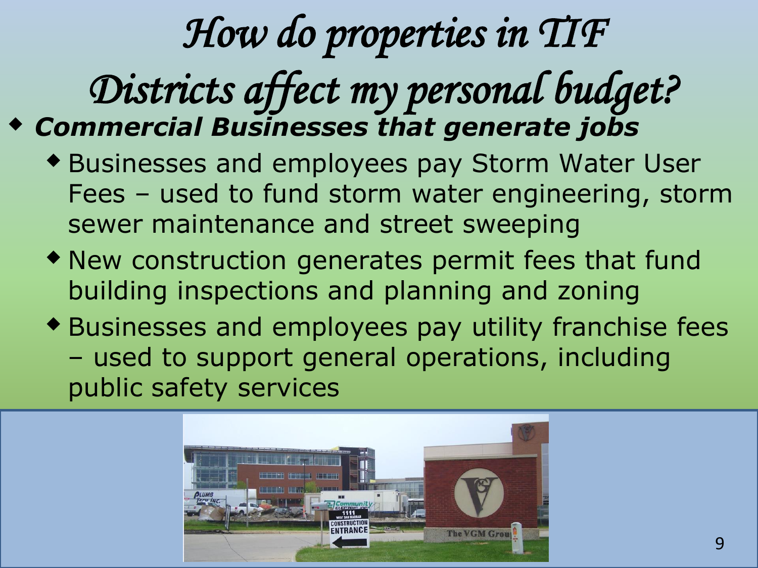# *How do properties in TIF Districts affect my personal budget?*

- ***Commercial Businesses that generate jobs***
  - Businesses and employees pay Storm Water User Fees – used to fund storm water engineering, storm sewer maintenance and street sweeping
  - New construction generates permit fees that fund building inspections and planning and zoning
  - Businesses and employees pay utility franchise fees – used to support general operations, including public safety services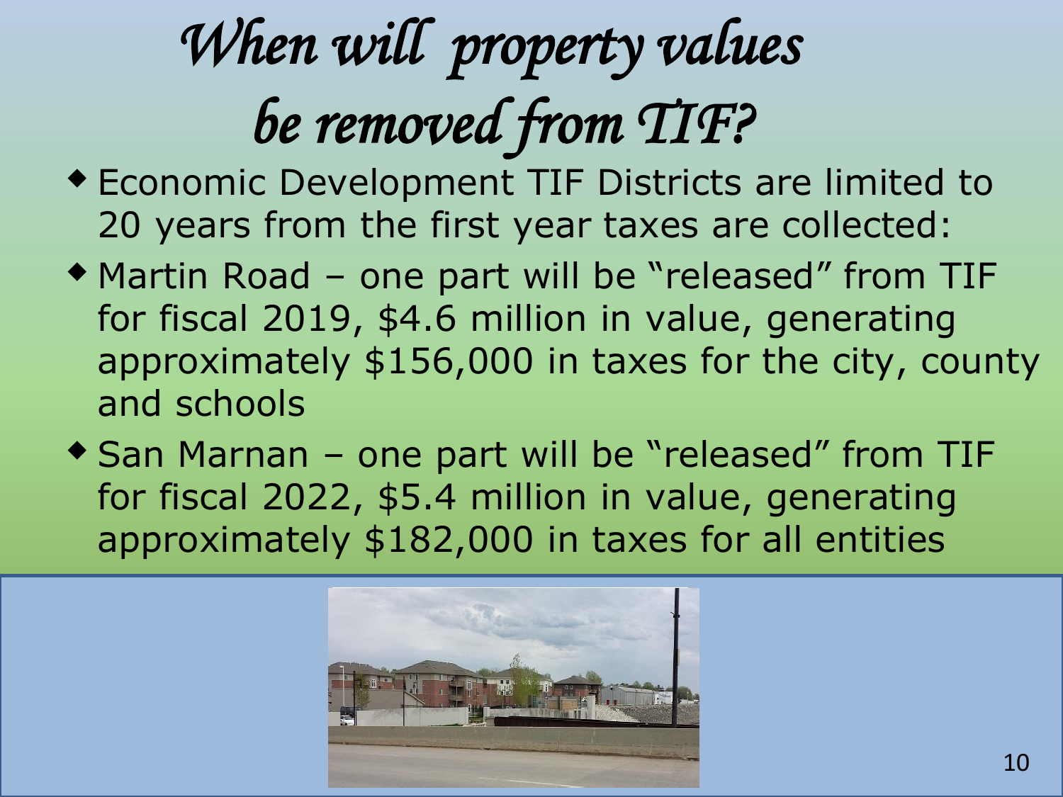# When will property values be removed from TIF?

- Economic Development TIF Districts are limited to 20 years from the first year taxes are collected:
- Martin Road – one part will be "released" from TIF for fiscal 2019, $4.6 million in value, generating approximately $156,000 in taxes for the city, county and schools
- San Marnan – one part will be "released" from TIF for fiscal 2022, $5.4 million in value, generating approximately $182,000 in taxes for all entities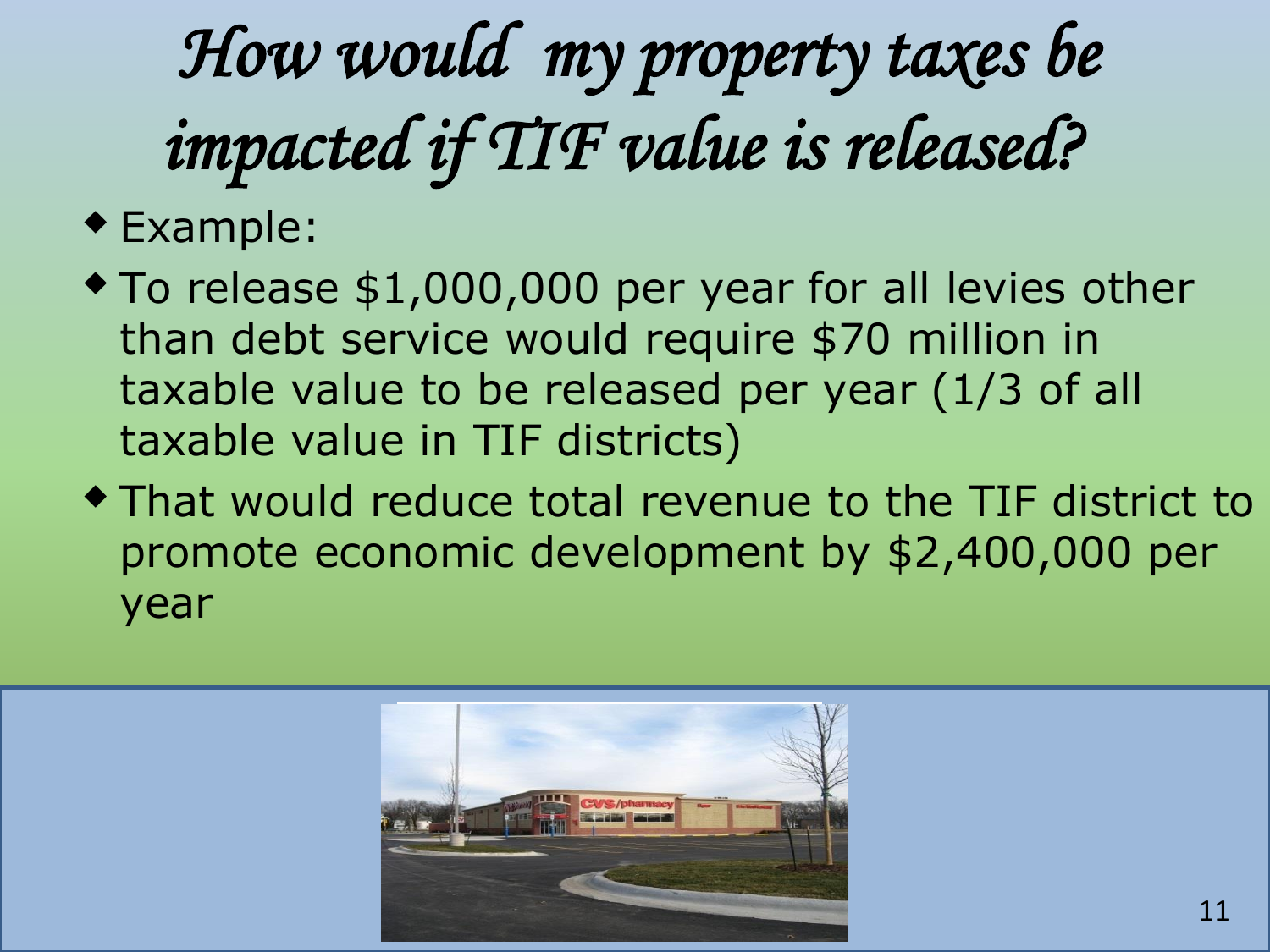# *How would my property taxes be impacted if TIF value is released?*

- Example:
- To release $1,000,000 per year for all levies other than debt service would require $70 million in taxable value to be released per year (1/3 of all taxable value in TIF districts)
- That would reduce total revenue to the TIF district to promote economic development by $2,400,000 per year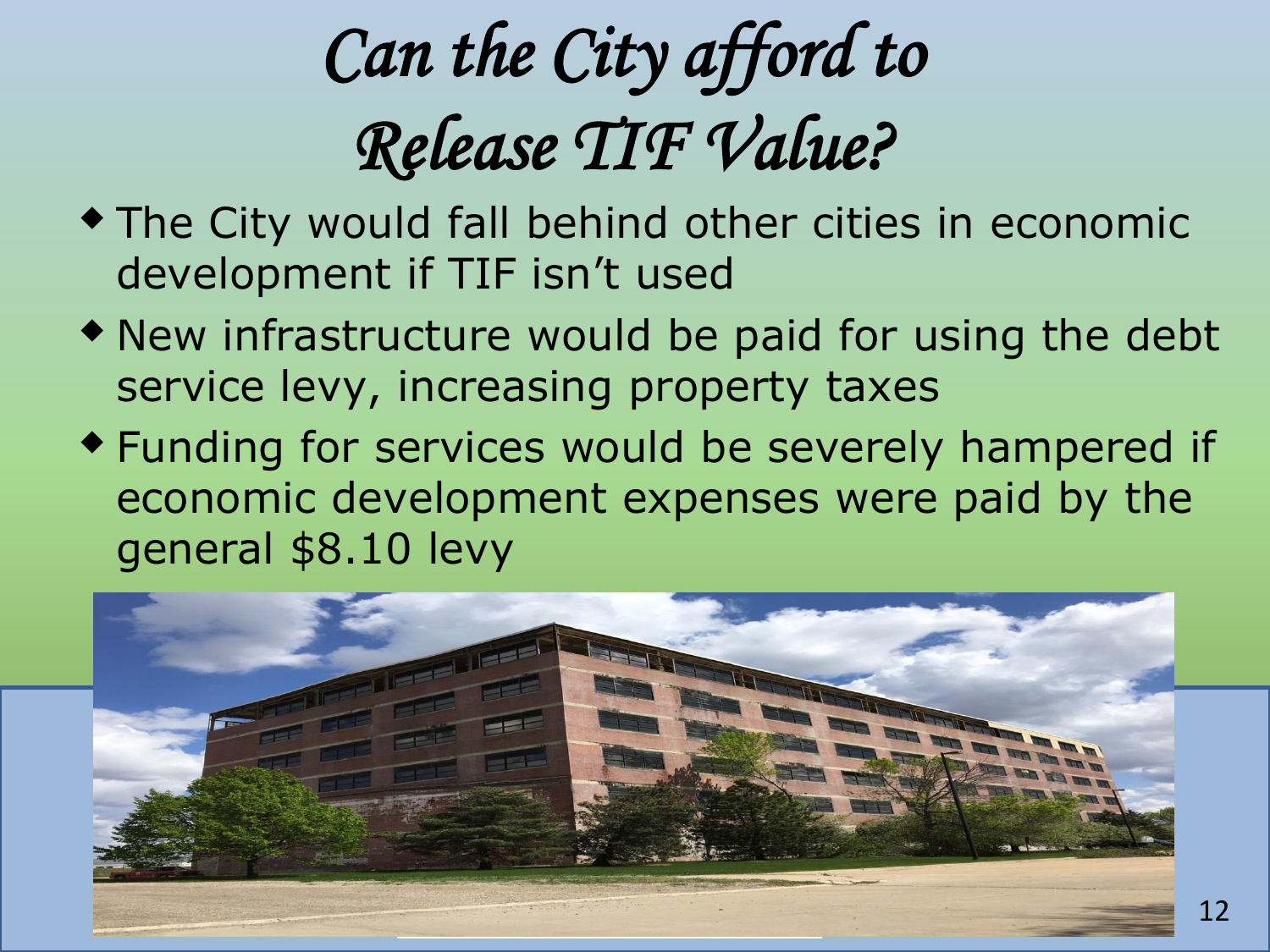# Can the City afford to Release TIF Value?

- The City would fall behind other cities in economic development if TIF isn't used
- New infrastructure would be paid for using the debt service levy, increasing property taxes
- Funding for services would be severely hampered if economic development expenses were paid by the general $8.10 levy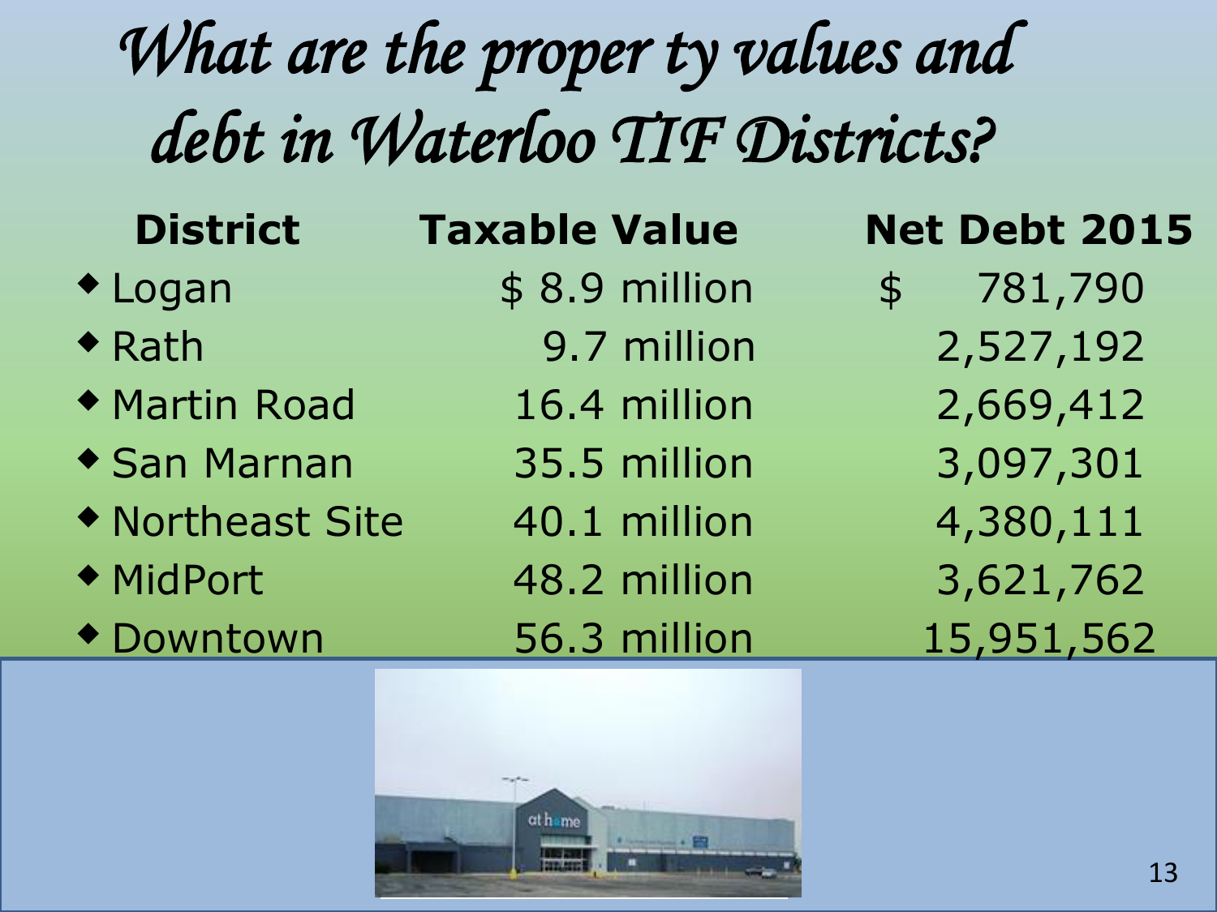# What are the proper ty values and debt in Waterloo TIF Districts?

| District | Taxable Value | Net Debt 2015 |
|---|---|---|
| Logan | $ 8.9 million | $ 781,790 |
| Rath | 9.7 million | 2,527,192 |
| Martin Road | 16.4 million | 2,669,412 |
| San Marnan | 35.5 million | 3,097,301 |
| Northeast Site | 40.1 million | 4,380,111 |
| MidPort | 48.2 million | 3,621,762 |
| Downtown | 56.3 million | 15,951,562 |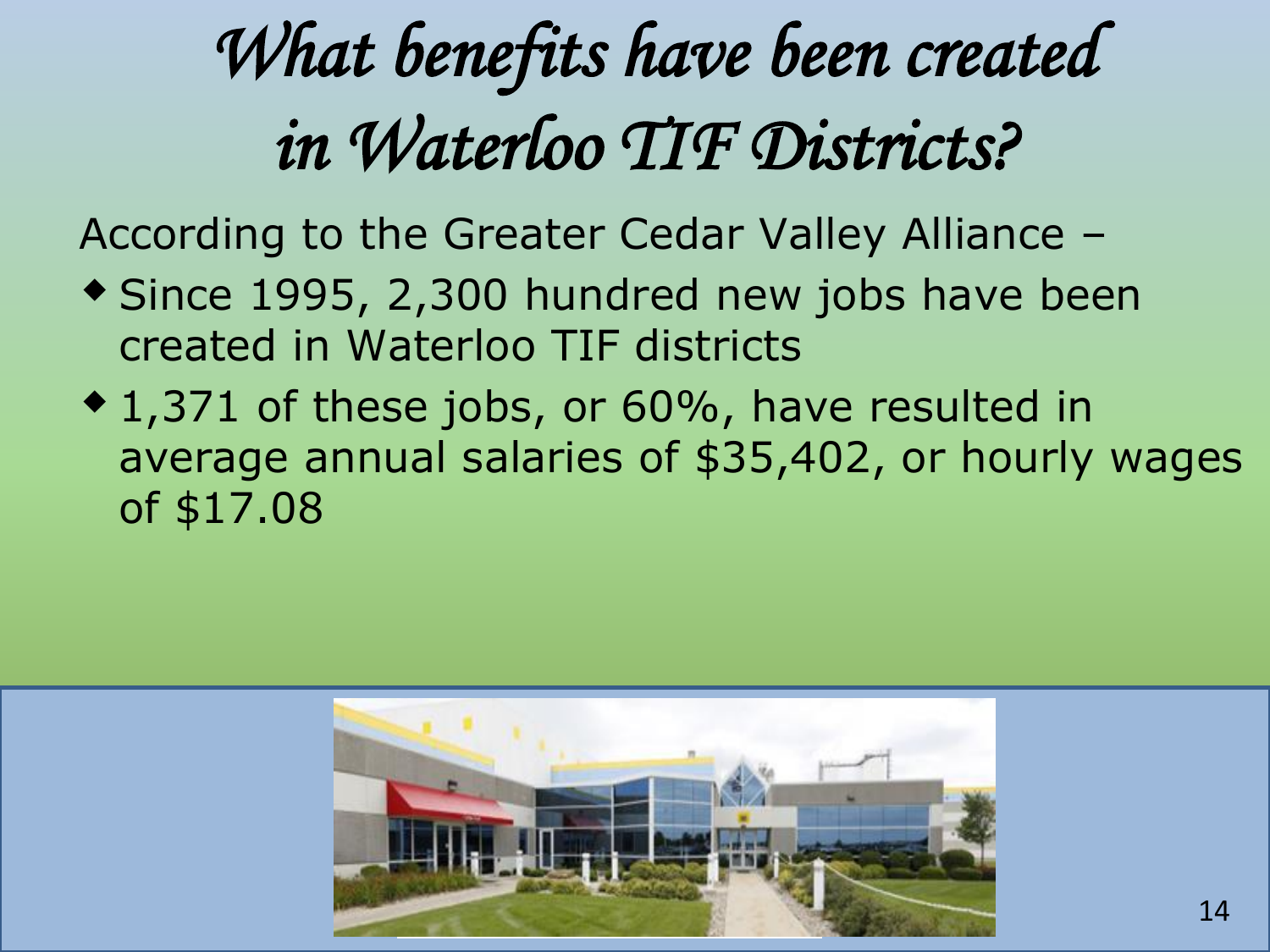# What benefits have been created in Waterloo TIF Districts?

According to the Greater Cedar Valley Alliance –

- Since 1995, 2,300 hundred new jobs have been created in Waterloo TIF districts
- 1,371 of these jobs, or 60%, have resulted in average annual salaries of $35,402, or hourly wages of $17.08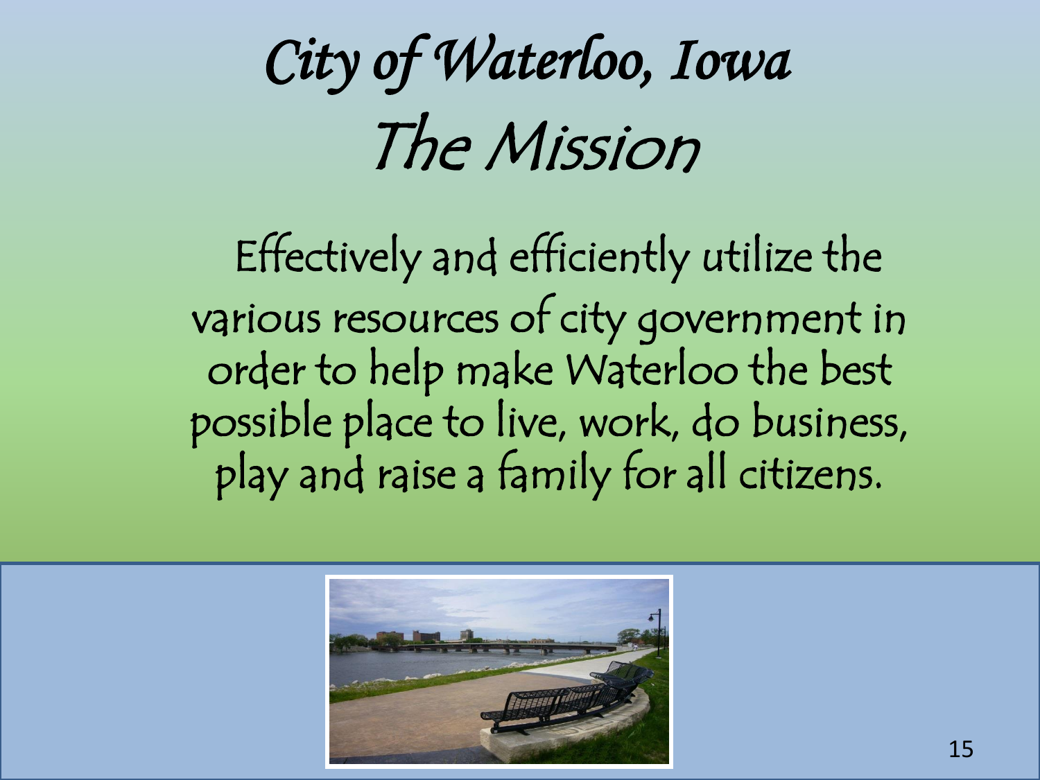# City of Waterloo, Iowa

## The Mission

Effectively and efficiently utilize the various resources of city government in order to help make Waterloo the best possible place to live, work, do business, play and raise a family for all citizens.